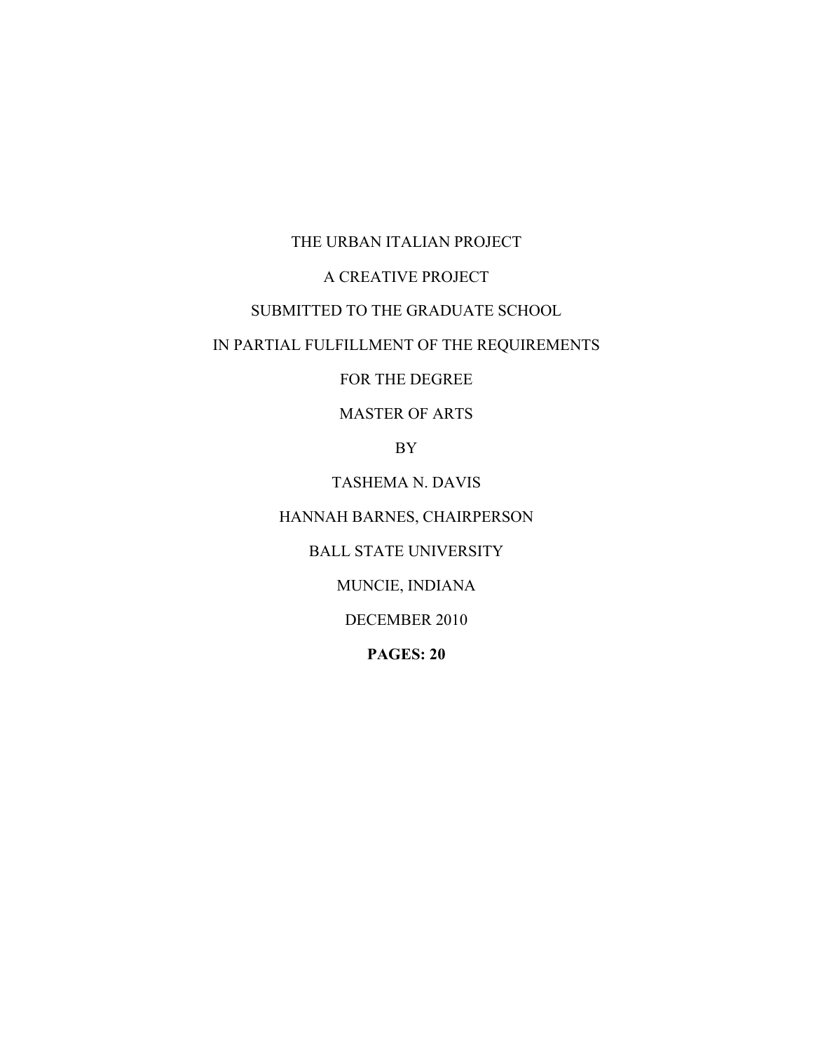THE URBAN ITALIAN PROJECT

A CREATIVE PROJECT

SUBMITTED TO THE GRADUATE SCHOOL

IN PARTIAL FULFILLMENT OF THE REQUIREMENTS

FOR THE DEGREE

MASTER OF ARTS

BY

TASHEMA N. DAVIS

HANNAH BARNES, CHAIRPERSON

BALL STATE UNIVERSITY

MUNCIE, INDIANA

DECEMBER 2010

**PAGES: 20**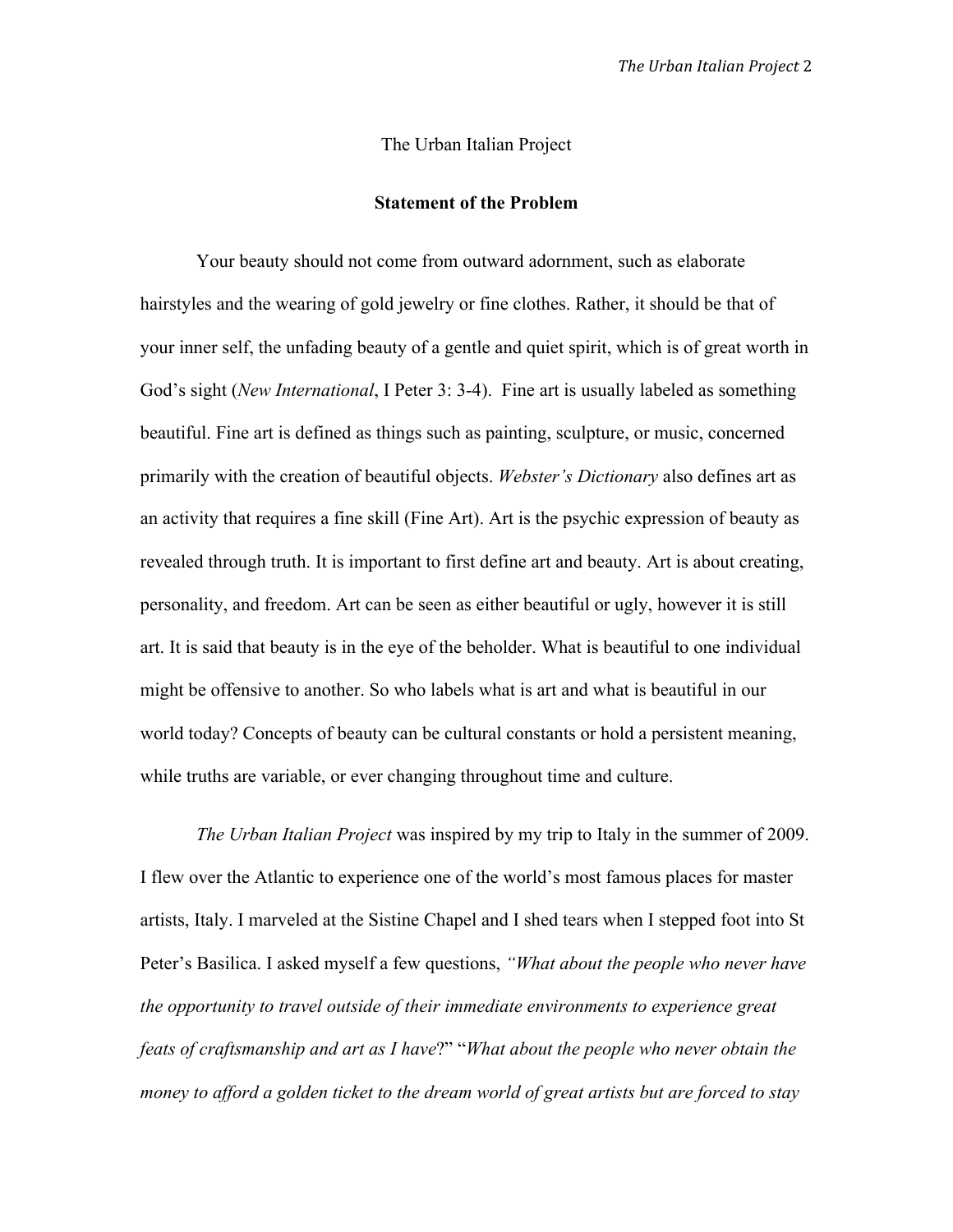The Urban Italian Project

**Statement of the Problem**

Your beauty should not come from outward adornment, such as elaborate hairstyles and the wearing of gold jewelry or fine clothes. Rather, it should be that of your inner self, the unfading beauty of a gentle and quiet spirit, which is of great worth in God's sight (*New International*, I Peter 3: 3-4). Fine art is usually labeled as something beautiful. Fine art is defined as things such as painting, sculpture, or music, concerned primarily with the creation of beautiful objects. *Webster's Dictionary* also defines art as an activity that requires a fine skill (Fine Art). Art is the psychic expression of beauty as revealed through truth. It is important to first define art and beauty. Art is about creating, personality, and freedom. Art can be seen as either beautiful or ugly, however it is still art. It is said that beauty is in the eye of the beholder. What is beautiful to one individual might be offensive to another. So who labels what is art and what is beautiful in our world today? Concepts of beauty can be cultural constants or hold a persistent meaning, while truths are variable, or ever changing throughout time and culture.

*The Urban Italian Project* was inspired by my trip to Italy in the summer of 2009. I flew over the Atlantic to experience one of the world's most famous places for master artists, Italy. I marveled at the Sistine Chapel and I shed tears when I stepped foot into St Peter's Basilica. I asked myself a few questions, *"What about the people who never have the opportunity to travel outside of their immediate environments to experience great feats of craftsmanship and art as I have*?" "*What about the people who never obtain the money to afford a golden ticket to the dream world of great artists but are forced to stay*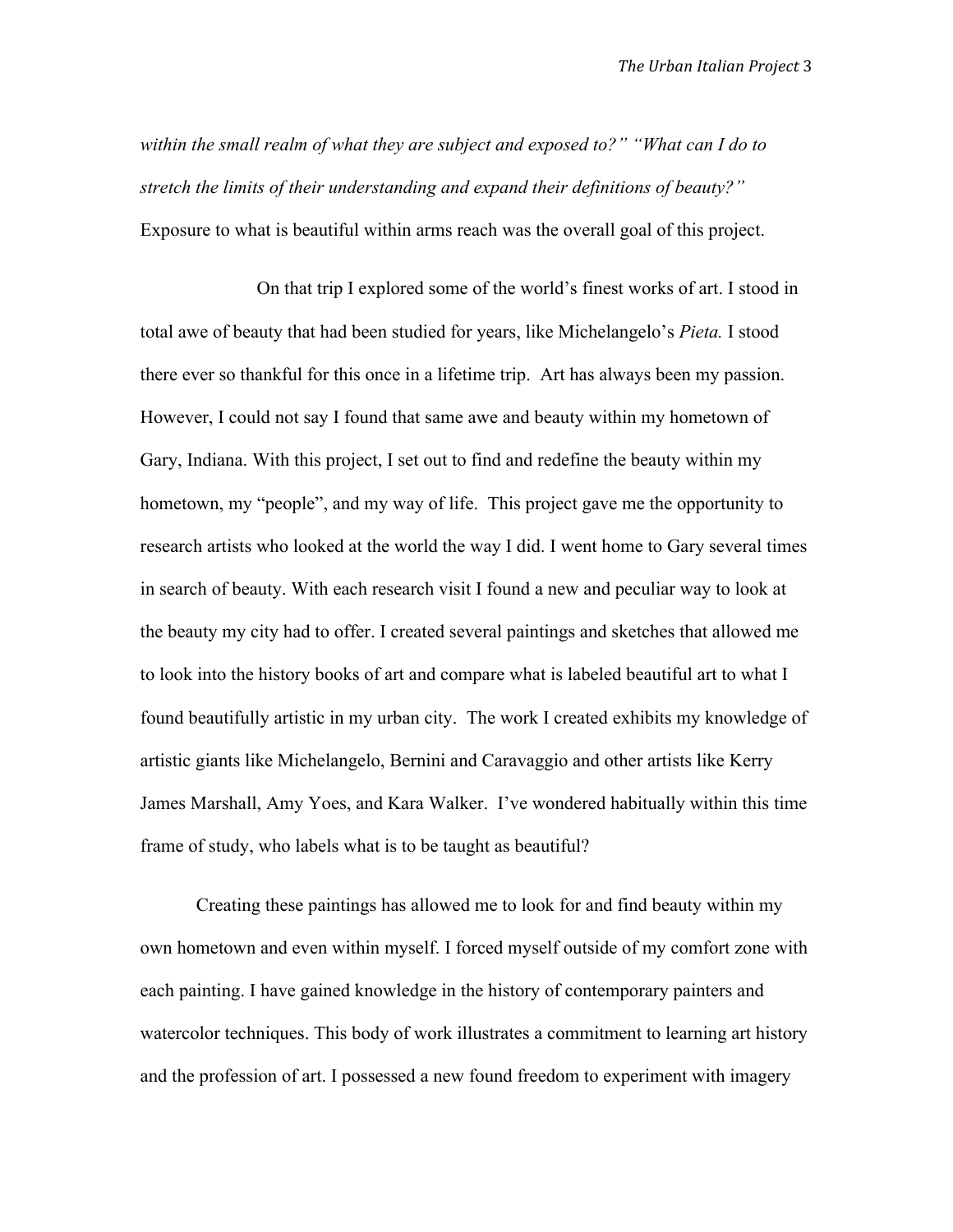*within the small realm of what they are subject and exposed to?" "What can I do to stretch the limits of their understanding and expand their definitions of beauty?"* Exposure to what is beautiful within arms reach was the overall goal of this project.

On that trip I explored some of the world's finest works of art. I stood in total awe of beauty that had been studied for years, like Michelangelo's *Pieta.* I stood there ever so thankful for this once in a lifetime trip. Art has always been my passion. However, I could not say I found that same awe and beauty within my hometown of Gary, Indiana. With this project, I set out to find and redefine the beauty within my hometown, my "people", and my way of life. This project gave me the opportunity to research artists who looked at the world the way I did. I went home to Gary several times in search of beauty. With each research visit I found a new and peculiar way to look at the beauty my city had to offer. I created several paintings and sketches that allowed me to look into the history books of art and compare what is labeled beautiful art to what I found beautifully artistic in my urban city. The work I created exhibits my knowledge of artistic giants like Michelangelo, Bernini and Caravaggio and other artists like Kerry James Marshall, Amy Yoes, and Kara Walker. I've wondered habitually within this time frame of study, who labels what is to be taught as beautiful?

Creating these paintings has allowed me to look for and find beauty within my own hometown and even within myself. I forced myself outside of my comfort zone with each painting. I have gained knowledge in the history of contemporary painters and watercolor techniques. This body of work illustrates a commitment to learning art history and the profession of art. I possessed a new found freedom to experiment with imagery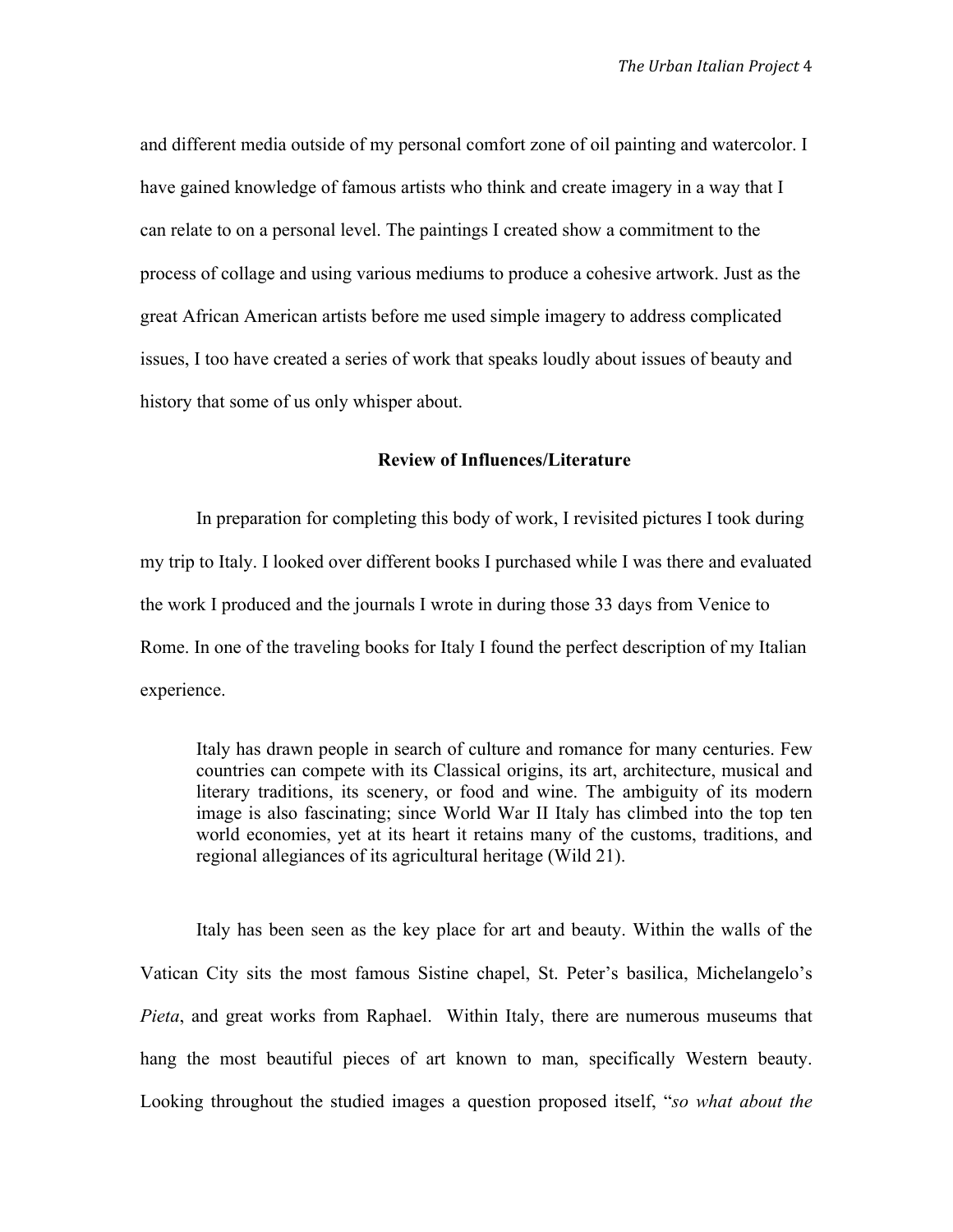and different media outside of my personal comfort zone of oil painting and watercolor. I have gained knowledge of famous artists who think and create imagery in a way that I can relate to on a personal level. The paintings I created show a commitment to the process of collage and using various mediums to produce a cohesive artwork. Just as the great African American artists before me used simple imagery to address complicated issues, I too have created a series of work that speaks loudly about issues of beauty and history that some of us only whisper about.

## Review of Influences/Literature

In preparation for completing this body of work, I revisited pictures I took during my trip to Italy. I looked over different books I purchased while I was there and evaluated the work I produced and the journals I wrote in during those 33 days from Venice to Rome. In one of the traveling books for Italy I found the perfect description of my Italian experience.

> Italy has drawn people in search of culture and romance for many centuries. Few countries can compete with its Classical origins, its art, architecture, musical and literary traditions, its scenery, or food and wine. The ambiguity of its modern image is also fascinating; since World War II Italy has climbed into the top ten world economies, yet at its heart it retains many of the customs, traditions, and regional allegiances of its agricultural heritage (Wild 21).

Italy has been seen as the key place for art and beauty. Within the walls of the Vatican City sits the most famous Sistine chapel, St. Peter's basilica, Michelangelo's *Pieta*, and great works from Raphael. Within Italy, there are numerous museums that hang the most beautiful pieces of art known to man, specifically Western beauty. Looking throughout the studied images a question proposed itself, "*so what about the*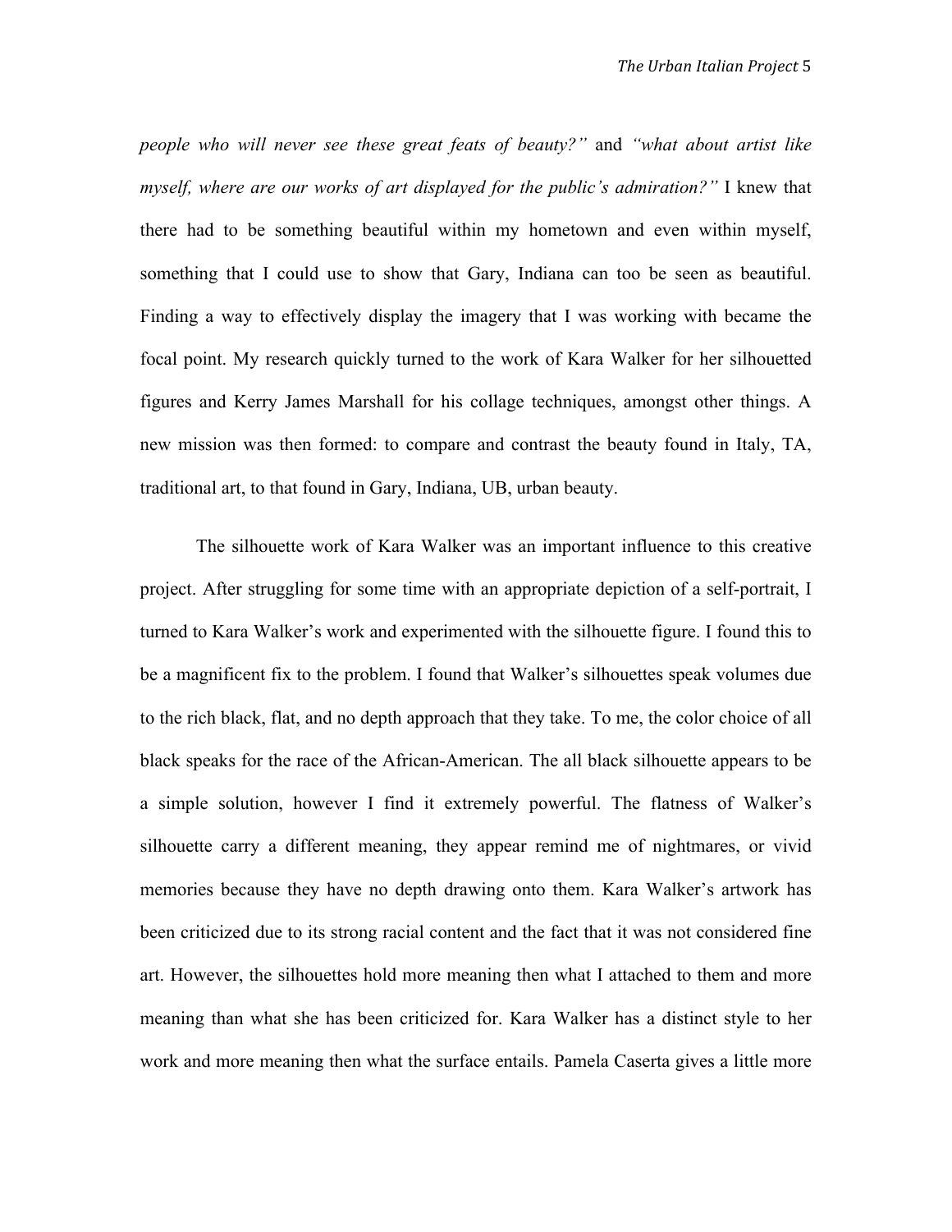*people who will never see these great feats of beauty?"* and *"what about artist like myself, where are our works of art displayed for the public's admiration?"* I knew that there had to be something beautiful within my hometown and even within myself, something that I could use to show that Gary, Indiana can too be seen as beautiful. Finding a way to effectively display the imagery that I was working with became the focal point. My research quickly turned to the work of Kara Walker for her silhouetted figures and Kerry James Marshall for his collage techniques, amongst other things. A new mission was then formed: to compare and contrast the beauty found in Italy, TA, traditional art, to that found in Gary, Indiana, UB, urban beauty.

The silhouette work of Kara Walker was an important influence to this creative project. After struggling for some time with an appropriate depiction of a self-portrait, I turned to Kara Walker's work and experimented with the silhouette figure. I found this to be a magnificent fix to the problem. I found that Walker's silhouettes speak volumes due to the rich black, flat, and no depth approach that they take. To me, the color choice of all black speaks for the race of the African-American. The all black silhouette appears to be a simple solution, however I find it extremely powerful. The flatness of Walker's silhouette carry a different meaning, they appear remind me of nightmares, or vivid memories because they have no depth drawing onto them. Kara Walker's artwork has been criticized due to its strong racial content and the fact that it was not considered fine art. However, the silhouettes hold more meaning then what I attached to them and more meaning than what she has been criticized for. Kara Walker has a distinct style to her work and more meaning then what the surface entails. Pamela Caserta gives a little more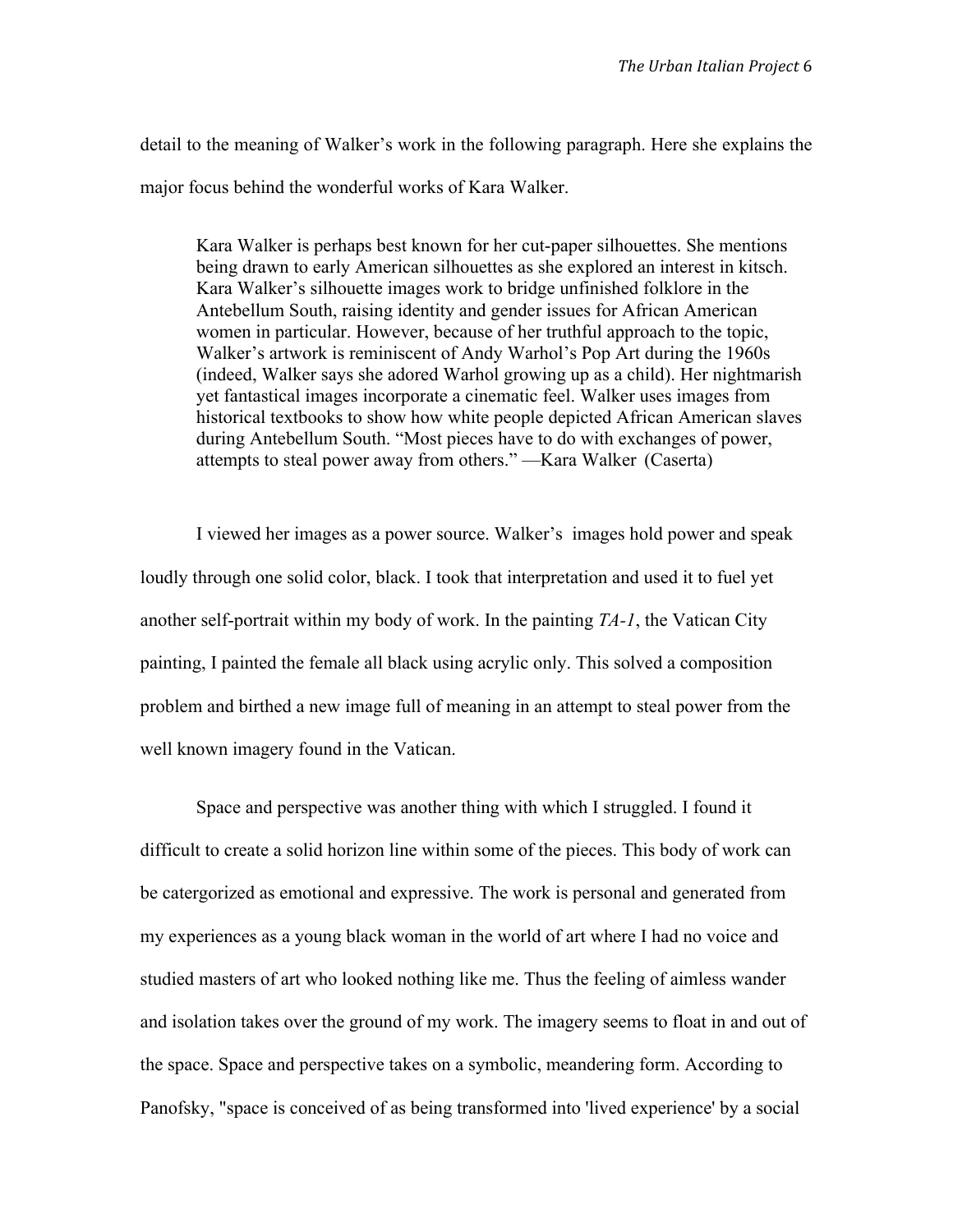detail to the meaning of Walker's work in the following paragraph. Here she explains the major focus behind the wonderful works of Kara Walker.

> Kara Walker is perhaps best known for her cut-paper silhouettes. She mentions being drawn to early American silhouettes as she explored an interest in kitsch. Kara Walker's silhouette images work to bridge unfinished folklore in the Antebellum South, raising identity and gender issues for African American women in particular. However, because of her truthful approach to the topic, Walker's artwork is reminiscent of Andy Warhol's Pop Art during the 1960s (indeed, Walker says she adored Warhol growing up as a child). Her nightmarish yet fantastical images incorporate a cinematic feel. Walker uses images from historical textbooks to show how white people depicted African American slaves during Antebellum South. "Most pieces have to do with exchanges of power, attempts to steal power away from others." —Kara Walker (Caserta)

I viewed her images as a power source. Walker's images hold power and speak loudly through one solid color, black. I took that interpretation and used it to fuel yet another self-portrait within my body of work. In the painting *TA-1*, the Vatican City painting, I painted the female all black using acrylic only. This solved a composition problem and birthed a new image full of meaning in an attempt to steal power from the well known imagery found in the Vatican.

Space and perspective was another thing with which I struggled. I found it difficult to create a solid horizon line within some of the pieces. This body of work can be catergorized as emotional and expressive. The work is personal and generated from my experiences as a young black woman in the world of art where I had no voice and studied masters of art who looked nothing like me. Thus the feeling of aimless wander and isolation takes over the ground of my work. The imagery seems to float in and out of the space. Space and perspective takes on a symbolic, meandering form. According to Panofsky, "space is conceived of as being transformed into 'lived experience' by a social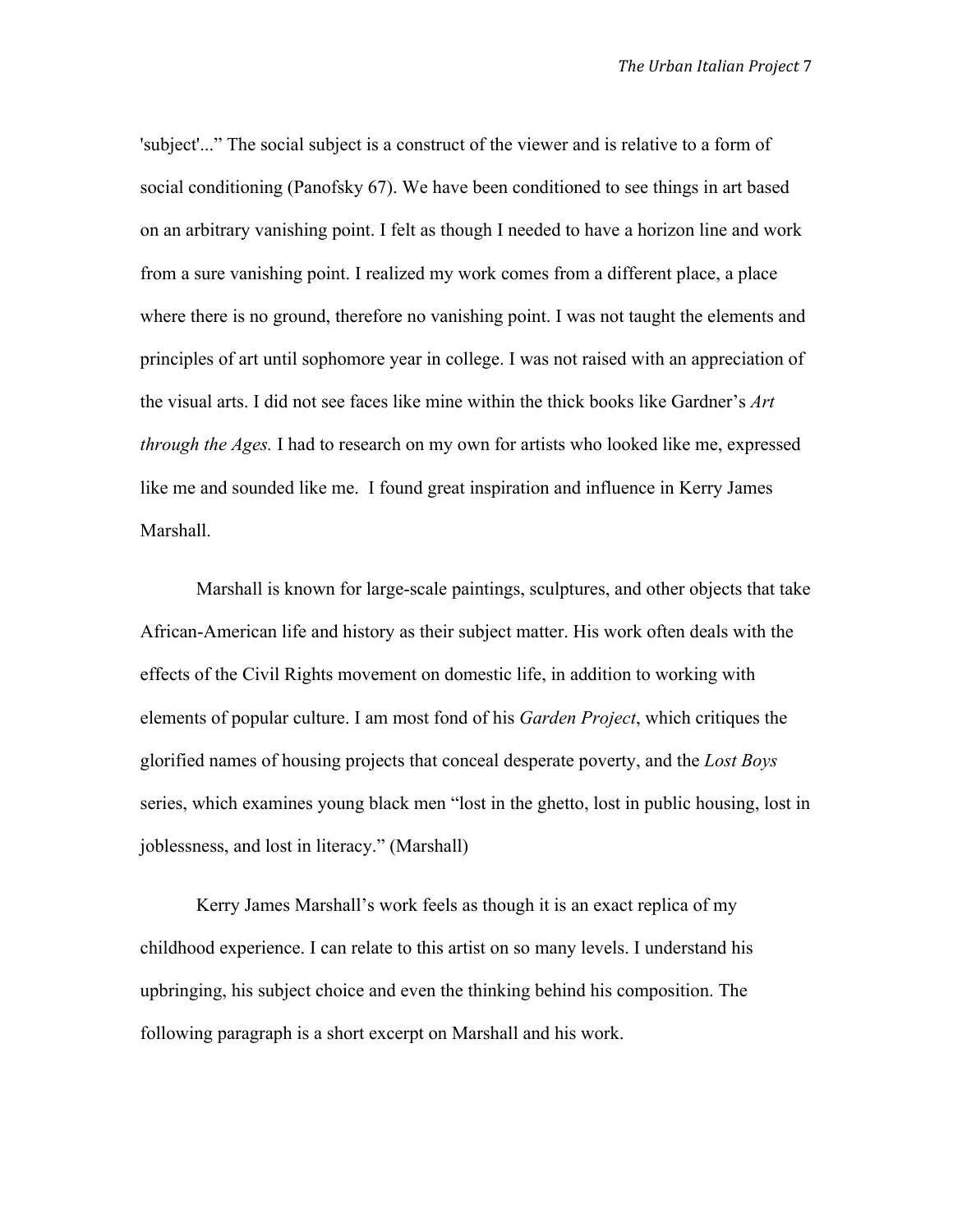'subject'..." The social subject is a construct of the viewer and is relative to a form of social conditioning (Panofsky 67). We have been conditioned to see things in art based on an arbitrary vanishing point. I felt as though I needed to have a horizon line and work from a sure vanishing point. I realized my work comes from a different place, a place where there is no ground, therefore no vanishing point. I was not taught the elements and principles of art until sophomore year in college. I was not raised with an appreciation of the visual arts. I did not see faces like mine within the thick books like Gardner's *Art through the Ages.* I had to research on my own for artists who looked like me, expressed like me and sounded like me. I found great inspiration and influence in Kerry James Marshall.

Marshall is known for large-scale paintings, sculptures, and other objects that take African-American life and history as their subject matter. His work often deals with the effects of the Civil Rights movement on domestic life, in addition to working with elements of popular culture. I am most fond of his *Garden Project*, which critiques the glorified names of housing projects that conceal desperate poverty, and the *Lost Boys* series, which examines young black men "lost in the ghetto, lost in public housing, lost in joblessness, and lost in literacy." (Marshall)

Kerry James Marshall's work feels as though it is an exact replica of my childhood experience. I can relate to this artist on so many levels. I understand his upbringing, his subject choice and even the thinking behind his composition. The following paragraph is a short excerpt on Marshall and his work.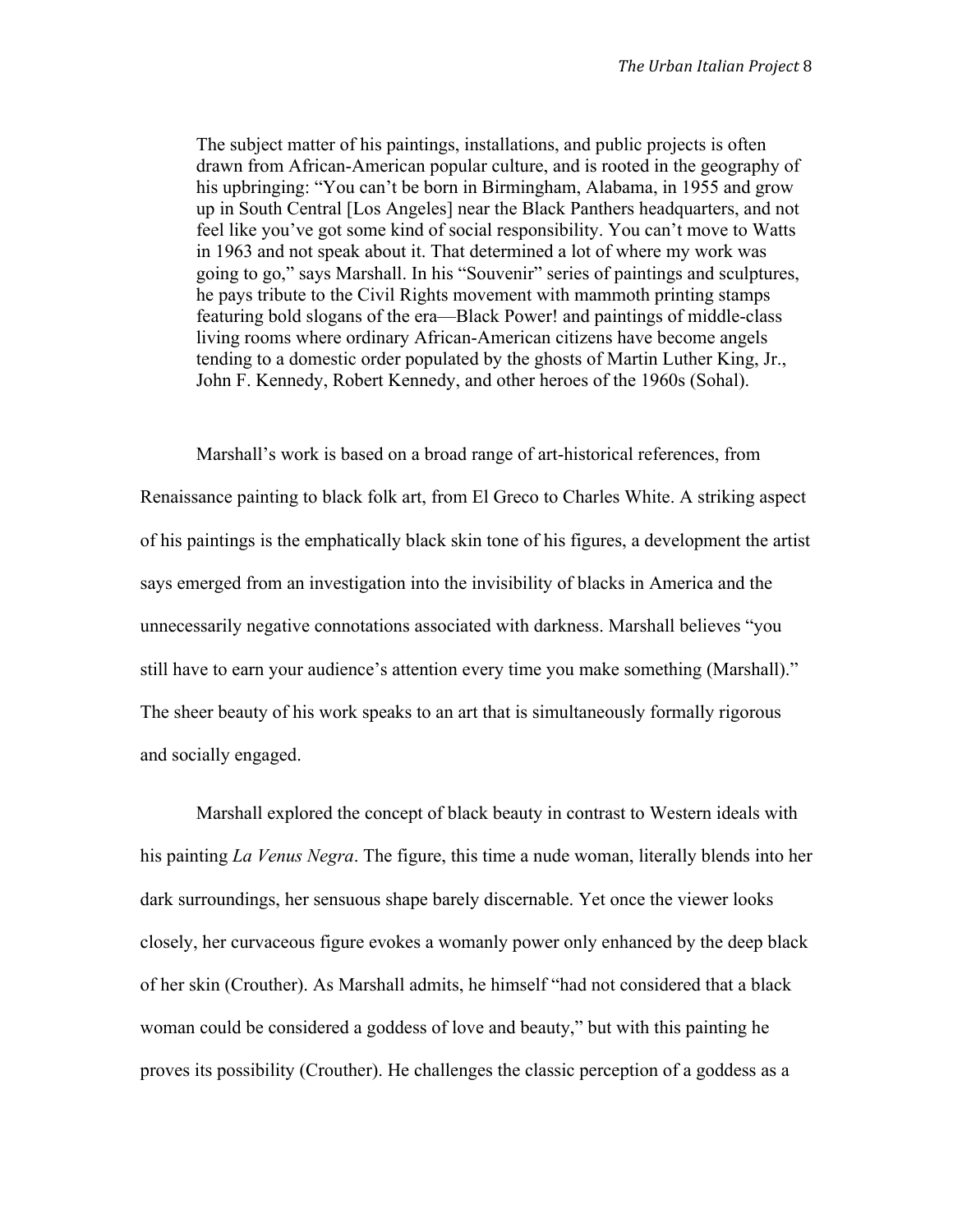> The subject matter of his paintings, installations, and public projects is often drawn from African-American popular culture, and is rooted in the geography of his upbringing: "You can't be born in Birmingham, Alabama, in 1955 and grow up in South Central [Los Angeles] near the Black Panthers headquarters, and not feel like you've got some kind of social responsibility. You can't move to Watts in 1963 and not speak about it. That determined a lot of where my work was going to go," says Marshall. In his "Souvenir" series of paintings and sculptures, he pays tribute to the Civil Rights movement with mammoth printing stamps featuring bold slogans of the era—Black Power! and paintings of middle-class living rooms where ordinary African-American citizens have become angels tending to a domestic order populated by the ghosts of Martin Luther King, Jr., John F. Kennedy, Robert Kennedy, and other heroes of the 1960s (Sohal).

Marshall's work is based on a broad range of art-historical references, from Renaissance painting to black folk art, from El Greco to Charles White. A striking aspect of his paintings is the emphatically black skin tone of his figures, a development the artist says emerged from an investigation into the invisibility of blacks in America and the unnecessarily negative connotations associated with darkness. Marshall believes "you still have to earn your audience's attention every time you make something (Marshall)." The sheer beauty of his work speaks to an art that is simultaneously formally rigorous and socially engaged.

Marshall explored the concept of black beauty in contrast to Western ideals with his painting *La Venus Negra*. The figure, this time a nude woman, literally blends into her dark surroundings, her sensuous shape barely discernable. Yet once the viewer looks closely, her curvaceous figure evokes a womanly power only enhanced by the deep black of her skin (Crouther). As Marshall admits, he himself "had not considered that a black woman could be considered a goddess of love and beauty," but with this painting he proves its possibility (Crouther). He challenges the classic perception of a goddess as a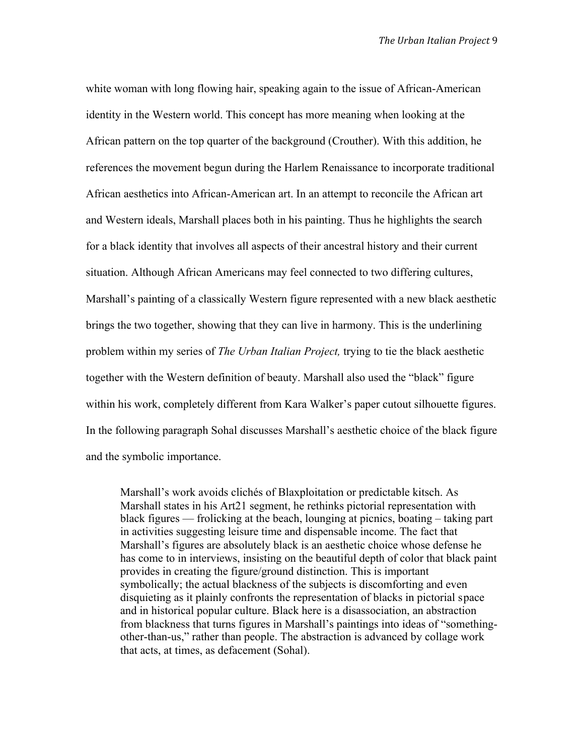white woman with long flowing hair, speaking again to the issue of African-American identity in the Western world. This concept has more meaning when looking at the African pattern on the top quarter of the background (Crouther). With this addition, he references the movement begun during the Harlem Renaissance to incorporate traditional African aesthetics into African-American art. In an attempt to reconcile the African art and Western ideals, Marshall places both in his painting. Thus he highlights the search for a black identity that involves all aspects of their ancestral history and their current situation. Although African Americans may feel connected to two differing cultures, Marshall's painting of a classically Western figure represented with a new black aesthetic brings the two together, showing that they can live in harmony. This is the underlining problem within my series of *The Urban Italian Project,* trying to tie the black aesthetic together with the Western definition of beauty. Marshall also used the "black" figure within his work, completely different from Kara Walker's paper cutout silhouette figures. In the following paragraph Sohal discusses Marshall's aesthetic choice of the black figure and the symbolic importance.

> Marshall's work avoids clichés of Blaxploitation or predictable kitsch. As Marshall states in his Art21 segment, he rethinks pictorial representation with black figures — frolicking at the beach, lounging at picnics, boating – taking part in activities suggesting leisure time and dispensable income. The fact that Marshall's figures are absolutely black is an aesthetic choice whose defense he has come to in interviews, insisting on the beautiful depth of color that black paint provides in creating the figure/ground distinction. This is important symbolically; the actual blackness of the subjects is discomforting and even disquieting as it plainly confronts the representation of blacks in pictorial space and in historical popular culture. Black here is a disassociation, an abstraction from blackness that turns figures in Marshall's paintings into ideas of "something-other-than-us," rather than people. The abstraction is advanced by collage work that acts, at times, as defacement (Sohal).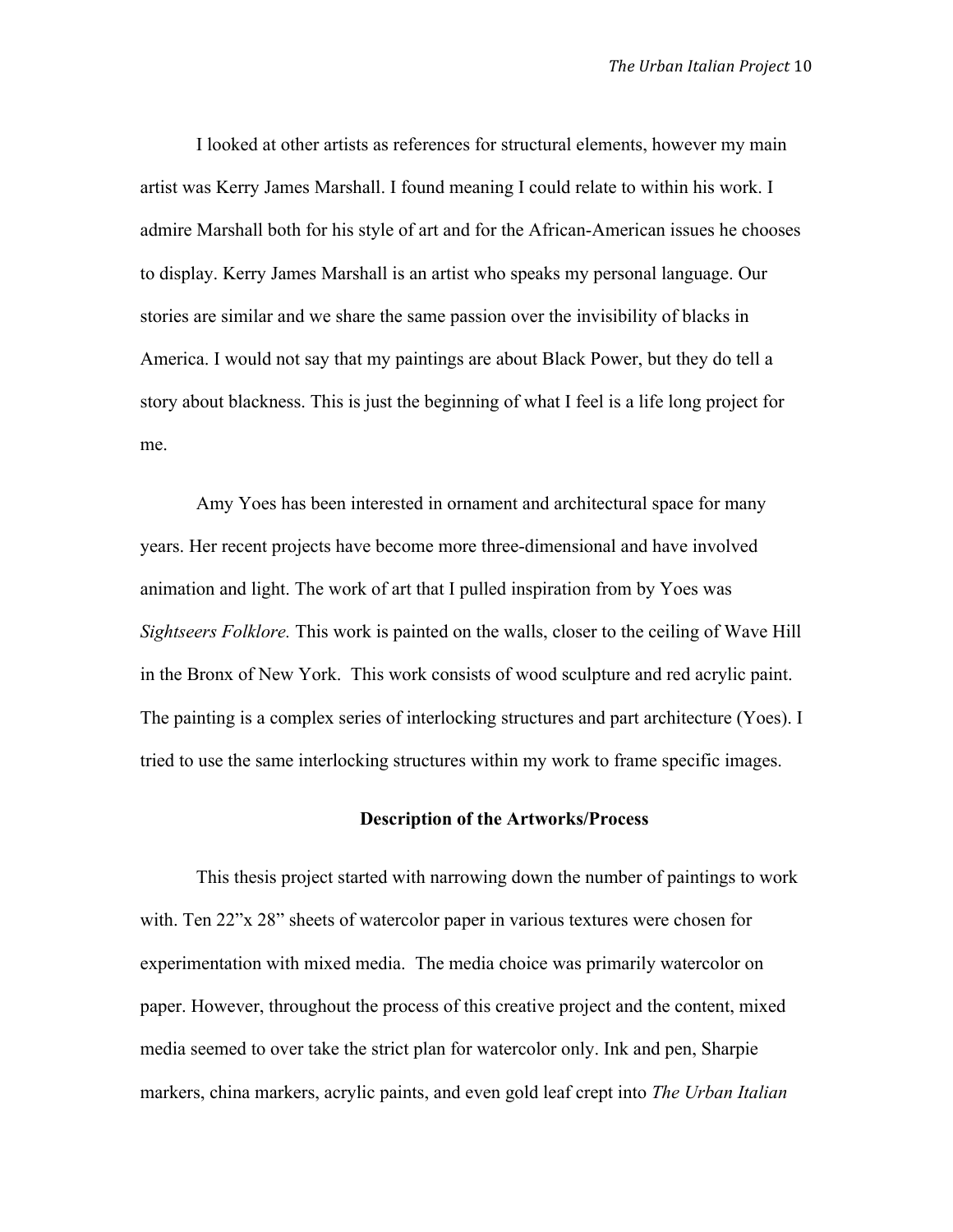I looked at other artists as references for structural elements, however my main artist was Kerry James Marshall. I found meaning I could relate to within his work. I admire Marshall both for his style of art and for the African-American issues he chooses to display. Kerry James Marshall is an artist who speaks my personal language. Our stories are similar and we share the same passion over the invisibility of blacks in America. I would not say that my paintings are about Black Power, but they do tell a story about blackness. This is just the beginning of what I feel is a life long project for me.

Amy Yoes has been interested in ornament and architectural space for many years. Her recent projects have become more three-dimensional and have involved animation and light. The work of art that I pulled inspiration from by Yoes was *Sightseers Folklore.* This work is painted on the walls, closer to the ceiling of Wave Hill in the Bronx of New York. This work consists of wood sculpture and red acrylic paint. The painting is a complex series of interlocking structures and part architecture (Yoes). I tried to use the same interlocking structures within my work to frame specific images.

## Description of the Artworks/Process

This thesis project started with narrowing down the number of paintings to work with. Ten 22"x 28" sheets of watercolor paper in various textures were chosen for experimentation with mixed media. The media choice was primarily watercolor on paper. However, throughout the process of this creative project and the content, mixed media seemed to over take the strict plan for watercolor only. Ink and pen, Sharpie markers, china markers, acrylic paints, and even gold leaf crept into *The Urban Italian*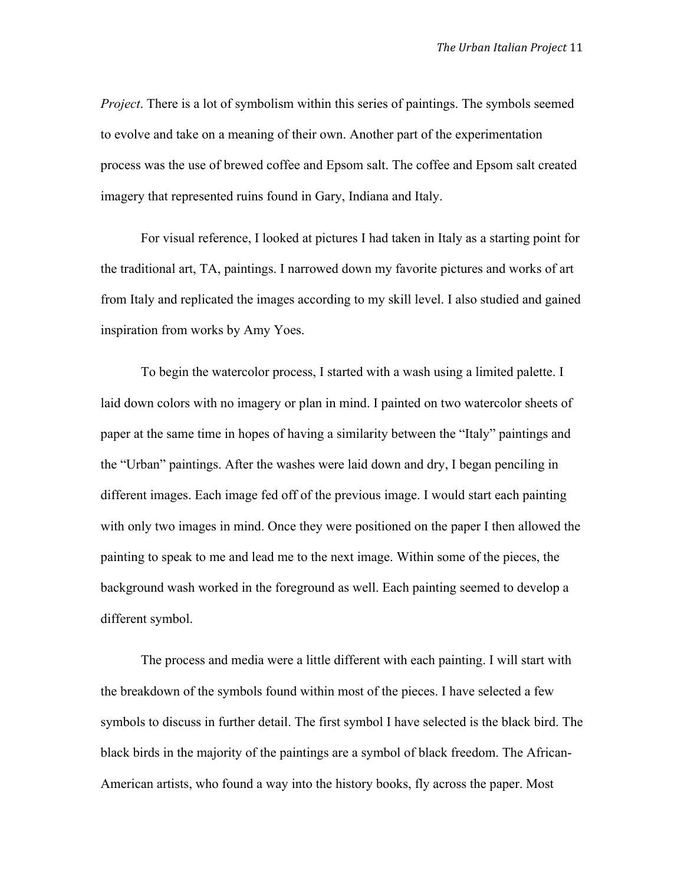*Project*. There is a lot of symbolism within this series of paintings. The symbols seemed to evolve and take on a meaning of their own. Another part of the experimentation process was the use of brewed coffee and Epsom salt. The coffee and Epsom salt created imagery that represented ruins found in Gary, Indiana and Italy.

For visual reference, I looked at pictures I had taken in Italy as a starting point for the traditional art, TA, paintings. I narrowed down my favorite pictures and works of art from Italy and replicated the images according to my skill level. I also studied and gained inspiration from works by Amy Yoes.

To begin the watercolor process, I started with a wash using a limited palette. I laid down colors with no imagery or plan in mind. I painted on two watercolor sheets of paper at the same time in hopes of having a similarity between the "Italy" paintings and the "Urban" paintings. After the washes were laid down and dry, I began penciling in different images. Each image fed off of the previous image. I would start each painting with only two images in mind. Once they were positioned on the paper I then allowed the painting to speak to me and lead me to the next image. Within some of the pieces, the background wash worked in the foreground as well. Each painting seemed to develop a different symbol.

The process and media were a little different with each painting. I will start with the breakdown of the symbols found within most of the pieces. I have selected a few symbols to discuss in further detail. The first symbol I have selected is the black bird. The black birds in the majority of the paintings are a symbol of black freedom. The African-American artists, who found a way into the history books, fly across the paper. Most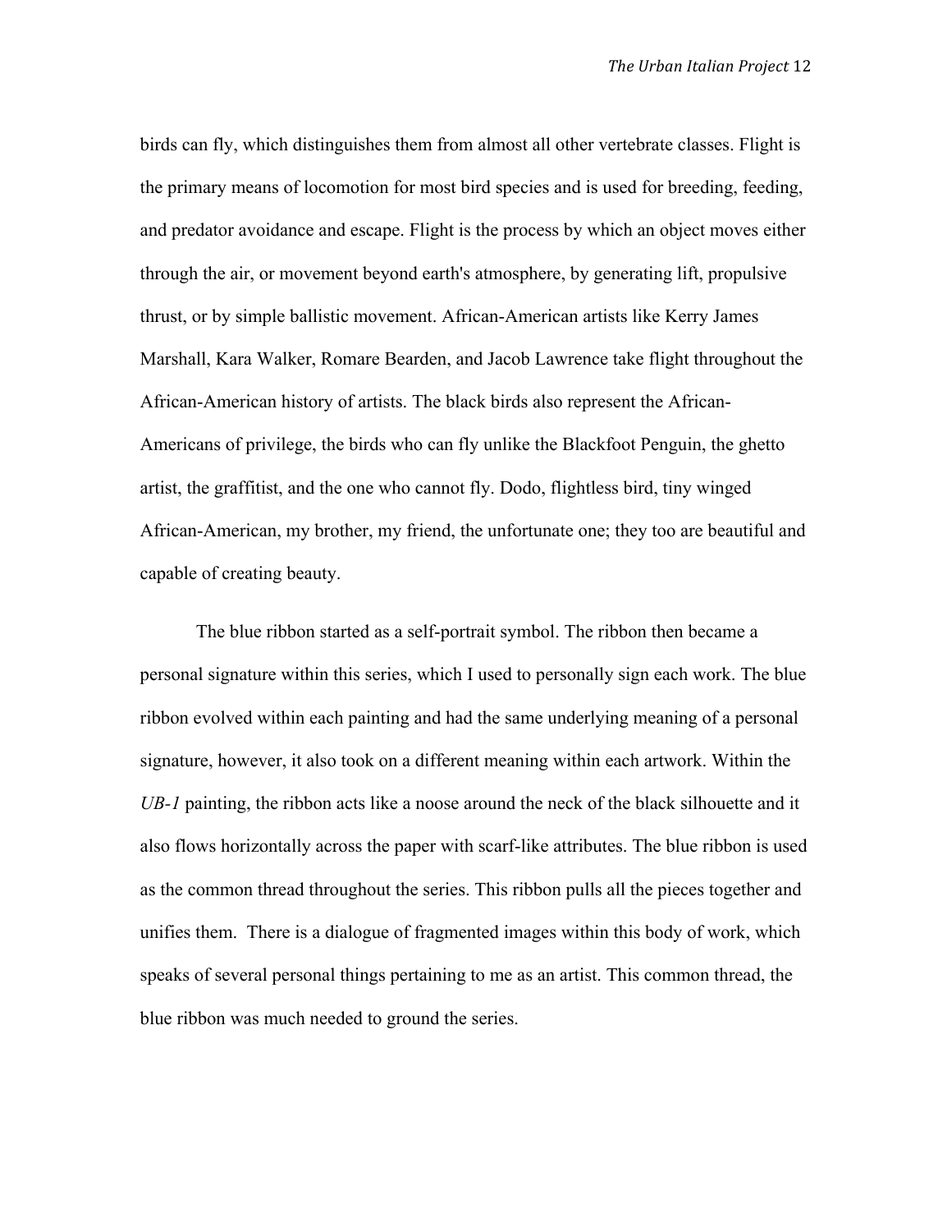birds can fly, which distinguishes them from almost all other vertebrate classes. Flight is the primary means of locomotion for most bird species and is used for breeding, feeding, and predator avoidance and escape. Flight is the process by which an object moves either through the air, or movement beyond earth's atmosphere, by generating lift, propulsive thrust, or by simple ballistic movement. African-American artists like Kerry James Marshall, Kara Walker, Romare Bearden, and Jacob Lawrence take flight throughout the African-American history of artists. The black birds also represent the African-Americans of privilege, the birds who can fly unlike the Blackfoot Penguin, the ghetto artist, the graffitist, and the one who cannot fly. Dodo, flightless bird, tiny winged African-American, my brother, my friend, the unfortunate one; they too are beautiful and capable of creating beauty.

The blue ribbon started as a self-portrait symbol. The ribbon then became a personal signature within this series, which I used to personally sign each work. The blue ribbon evolved within each painting and had the same underlying meaning of a personal signature, however, it also took on a different meaning within each artwork. Within the *UB-1* painting, the ribbon acts like a noose around the neck of the black silhouette and it also flows horizontally across the paper with scarf-like attributes. The blue ribbon is used as the common thread throughout the series. This ribbon pulls all the pieces together and unifies them. There is a dialogue of fragmented images within this body of work, which speaks of several personal things pertaining to me as an artist. This common thread, the blue ribbon was much needed to ground the series.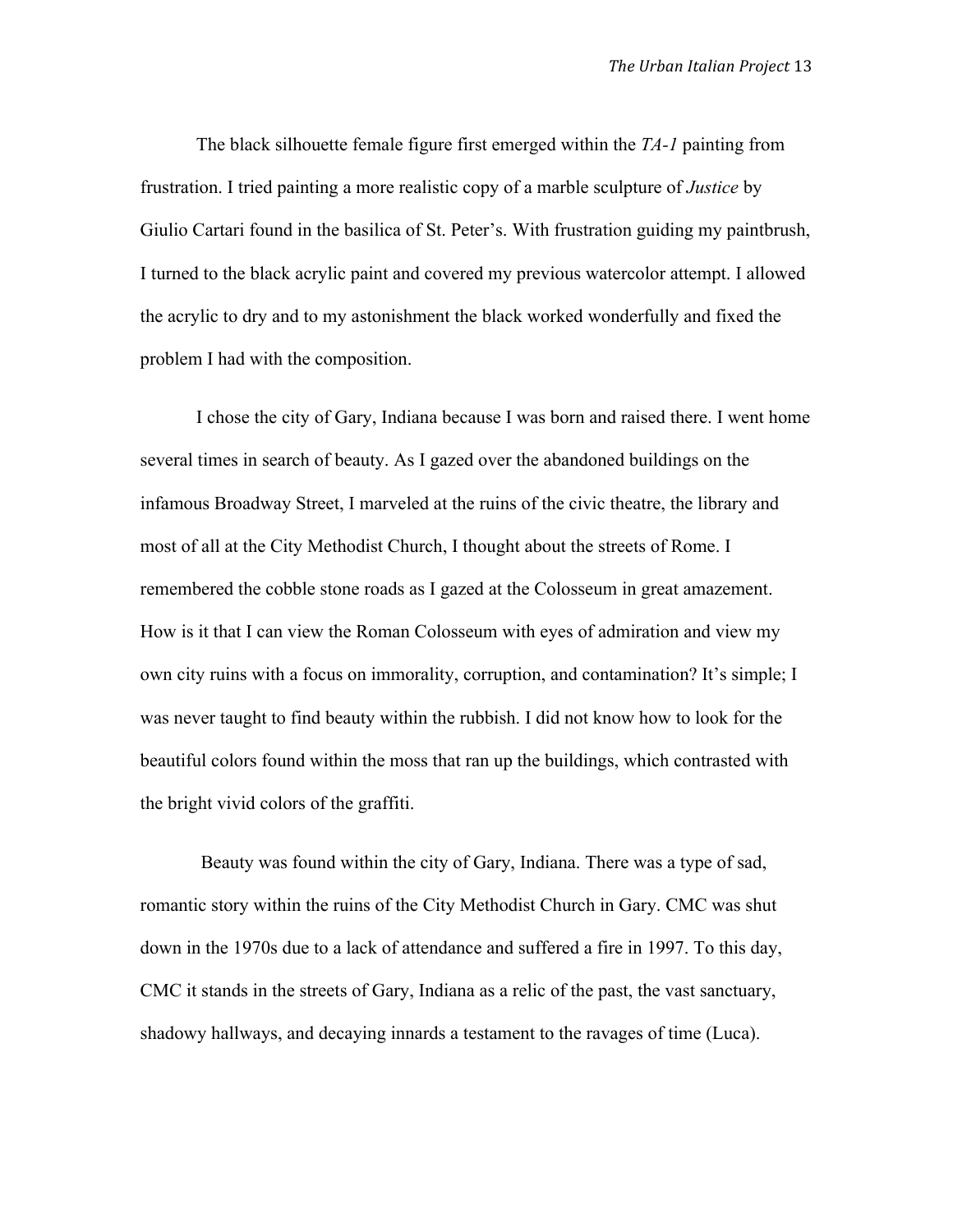The black silhouette female figure first emerged within the *TA-1* painting from frustration. I tried painting a more realistic copy of a marble sculpture of *Justice* by Giulio Cartari found in the basilica of St. Peter's. With frustration guiding my paintbrush, I turned to the black acrylic paint and covered my previous watercolor attempt. I allowed the acrylic to dry and to my astonishment the black worked wonderfully and fixed the problem I had with the composition.

I chose the city of Gary, Indiana because I was born and raised there. I went home several times in search of beauty. As I gazed over the abandoned buildings on the infamous Broadway Street, I marveled at the ruins of the civic theatre, the library and most of all at the City Methodist Church, I thought about the streets of Rome. I remembered the cobble stone roads as I gazed at the Colosseum in great amazement. How is it that I can view the Roman Colosseum with eyes of admiration and view my own city ruins with a focus on immorality, corruption, and contamination? It's simple; I was never taught to find beauty within the rubbish. I did not know how to look for the beautiful colors found within the moss that ran up the buildings, which contrasted with the bright vivid colors of the graffiti.

Beauty was found within the city of Gary, Indiana. There was a type of sad, romantic story within the ruins of the City Methodist Church in Gary. CMC was shut down in the 1970s due to a lack of attendance and suffered a fire in 1997. To this day, CMC it stands in the streets of Gary, Indiana as a relic of the past, the vast sanctuary, shadowy hallways, and decaying innards a testament to the ravages of time (Luca).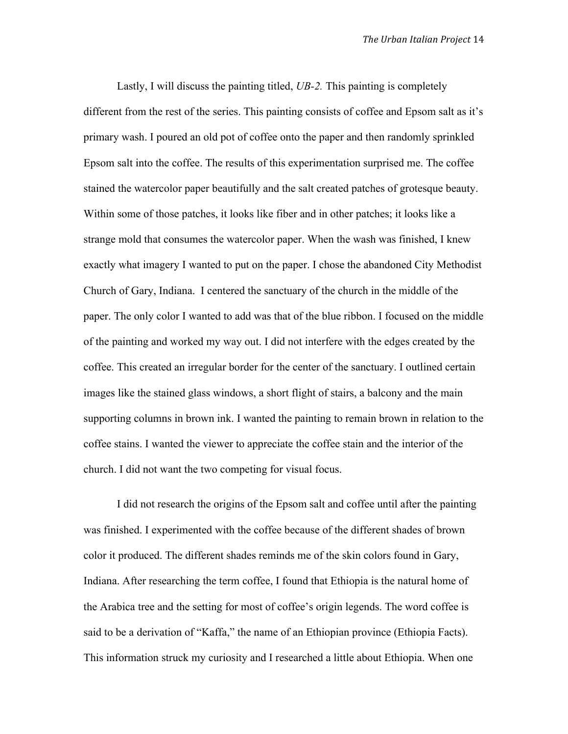Lastly, I will discuss the painting titled, *UB-2.* This painting is completely different from the rest of the series. This painting consists of coffee and Epsom salt as it's primary wash. I poured an old pot of coffee onto the paper and then randomly sprinkled Epsom salt into the coffee. The results of this experimentation surprised me. The coffee stained the watercolor paper beautifully and the salt created patches of grotesque beauty. Within some of those patches, it looks like fiber and in other patches; it looks like a strange mold that consumes the watercolor paper. When the wash was finished, I knew exactly what imagery I wanted to put on the paper. I chose the abandoned City Methodist Church of Gary, Indiana. I centered the sanctuary of the church in the middle of the paper. The only color I wanted to add was that of the blue ribbon. I focused on the middle of the painting and worked my way out. I did not interfere with the edges created by the coffee. This created an irregular border for the center of the sanctuary. I outlined certain images like the stained glass windows, a short flight of stairs, a balcony and the main supporting columns in brown ink. I wanted the painting to remain brown in relation to the coffee stains. I wanted the viewer to appreciate the coffee stain and the interior of the church. I did not want the two competing for visual focus.

I did not research the origins of the Epsom salt and coffee until after the painting was finished. I experimented with the coffee because of the different shades of brown color it produced. The different shades reminds me of the skin colors found in Gary, Indiana. After researching the term coffee, I found that Ethiopia is the natural home of the Arabica tree and the setting for most of coffee's origin legends. The word coffee is said to be a derivation of "Kaffa," the name of an Ethiopian province (Ethiopia Facts). This information struck my curiosity and I researched a little about Ethiopia. When one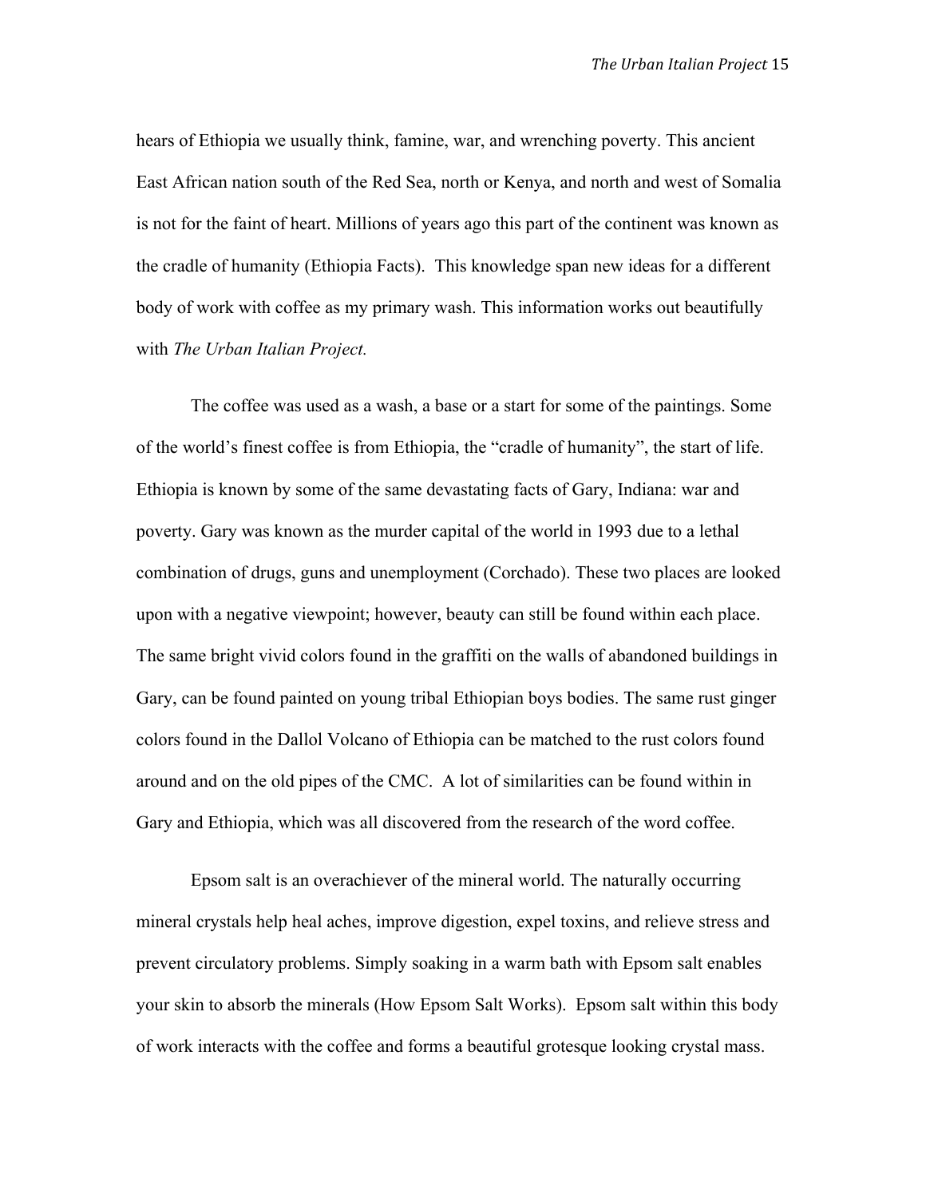hears of Ethiopia we usually think, famine, war, and wrenching poverty. This ancient East African nation south of the Red Sea, north or Kenya, and north and west of Somalia is not for the faint of heart. Millions of years ago this part of the continent was known as the cradle of humanity (Ethiopia Facts). This knowledge span new ideas for a different body of work with coffee as my primary wash. This information works out beautifully with *The Urban Italian Project.*

The coffee was used as a wash, a base or a start for some of the paintings. Some of the world's finest coffee is from Ethiopia, the "cradle of humanity", the start of life. Ethiopia is known by some of the same devastating facts of Gary, Indiana: war and poverty. Gary was known as the murder capital of the world in 1993 due to a lethal combination of drugs, guns and unemployment (Corchado). These two places are looked upon with a negative viewpoint; however, beauty can still be found within each place. The same bright vivid colors found in the graffiti on the walls of abandoned buildings in Gary, can be found painted on young tribal Ethiopian boys bodies. The same rust ginger colors found in the Dallol Volcano of Ethiopia can be matched to the rust colors found around and on the old pipes of the CMC. A lot of similarities can be found within in Gary and Ethiopia, which was all discovered from the research of the word coffee.

Epsom salt is an overachiever of the mineral world. The naturally occurring mineral crystals help heal aches, improve digestion, expel toxins, and relieve stress and prevent circulatory problems. Simply soaking in a warm bath with Epsom salt enables your skin to absorb the minerals (How Epsom Salt Works). Epsom salt within this body of work interacts with the coffee and forms a beautiful grotesque looking crystal mass.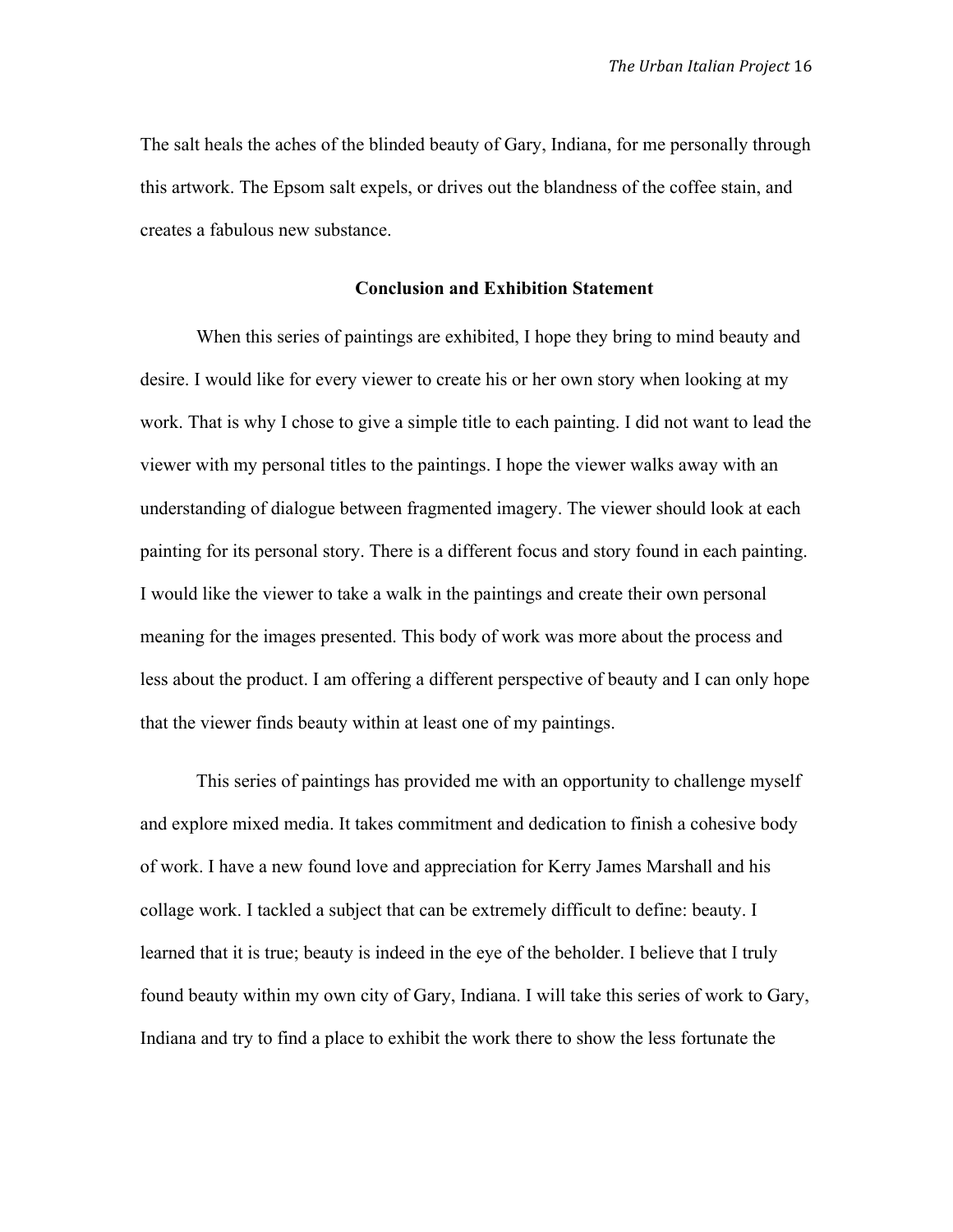The salt heals the aches of the blinded beauty of Gary, Indiana, for me personally through this artwork. The Epsom salt expels, or drives out the blandness of the coffee stain, and creates a fabulous new substance.

## Conclusion and Exhibition Statement

When this series of paintings are exhibited, I hope they bring to mind beauty and desire. I would like for every viewer to create his or her own story when looking at my work. That is why I chose to give a simple title to each painting. I did not want to lead the viewer with my personal titles to the paintings. I hope the viewer walks away with an understanding of dialogue between fragmented imagery. The viewer should look at each painting for its personal story. There is a different focus and story found in each painting. I would like the viewer to take a walk in the paintings and create their own personal meaning for the images presented. This body of work was more about the process and less about the product. I am offering a different perspective of beauty and I can only hope that the viewer finds beauty within at least one of my paintings.

This series of paintings has provided me with an opportunity to challenge myself and explore mixed media. It takes commitment and dedication to finish a cohesive body of work. I have a new found love and appreciation for Kerry James Marshall and his collage work. I tackled a subject that can be extremely difficult to define: beauty. I learned that it is true; beauty is indeed in the eye of the beholder. I believe that I truly found beauty within my own city of Gary, Indiana. I will take this series of work to Gary, Indiana and try to find a place to exhibit the work there to show the less fortunate the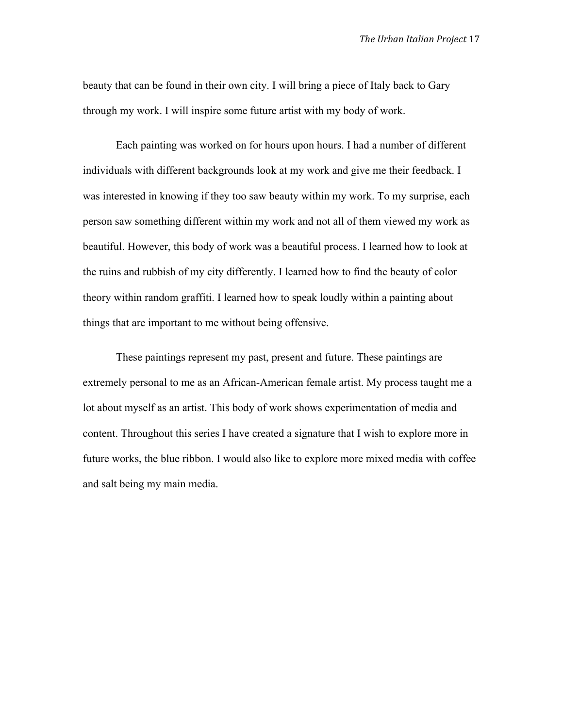beauty that can be found in their own city. I will bring a piece of Italy back to Gary through my work. I will inspire some future artist with my body of work.

Each painting was worked on for hours upon hours. I had a number of different individuals with different backgrounds look at my work and give me their feedback. I was interested in knowing if they too saw beauty within my work. To my surprise, each person saw something different within my work and not all of them viewed my work as beautiful. However, this body of work was a beautiful process. I learned how to look at the ruins and rubbish of my city differently. I learned how to find the beauty of color theory within random graffiti. I learned how to speak loudly within a painting about things that are important to me without being offensive.

These paintings represent my past, present and future. These paintings are extremely personal to me as an African-American female artist. My process taught me a lot about myself as an artist. This body of work shows experimentation of media and content. Throughout this series I have created a signature that I wish to explore more in future works, the blue ribbon. I would also like to explore more mixed media with coffee and salt being my main media.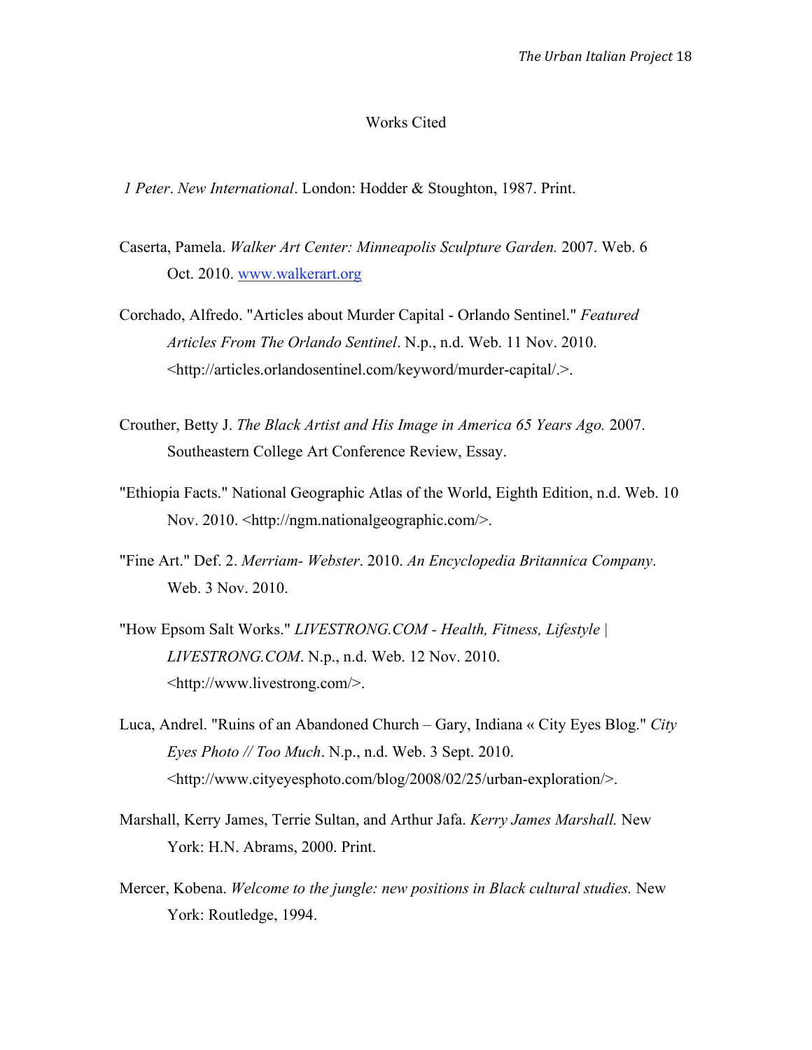# Works Cited

*1 Peter*. *New International*. London: Hodder & Stoughton, 1987. Print.

Caserta, Pamela. *Walker Art Center: Minneapolis Sculpture Garden.* 2007. Web. 6 Oct. 2010. www.walkerart.org

Corchado, Alfredo. "Articles about Murder Capital - Orlando Sentinel." *Featured Articles From The Orlando Sentinel*. N.p., n.d. Web. 11 Nov. 2010. <http://articles.orlandosentinel.com/keyword/murder-capital/.>.

Crouther, Betty J. *The Black Artist and His Image in America 65 Years Ago.* 2007. Southeastern College Art Conference Review, Essay.

"Ethiopia Facts." National Geographic Atlas of the World, Eighth Edition, n.d. Web. 10 Nov. 2010. <http://ngm.nationalgeographic.com/>.

"Fine Art." Def. 2. *Merriam- Webster*. 2010. *An Encyclopedia Britannica Company*. Web. 3 Nov. 2010.

"How Epsom Salt Works." *LIVESTRONG.COM - Health, Fitness, Lifestyle | LIVESTRONG.COM*. N.p., n.d. Web. 12 Nov. 2010. <http://www.livestrong.com/>.

Luca, Andrel. "Ruins of an Abandoned Church – Gary, Indiana « City Eyes Blog." *City Eyes Photo // Too Much*. N.p., n.d. Web. 3 Sept. 2010. <http://www.cityeyesphoto.com/blog/2008/02/25/urban-exploration/>.

Marshall, Kerry James, Terrie Sultan, and Arthur Jafa. *Kerry James Marshall.* New York: H.N. Abrams, 2000. Print.

Mercer, Kobena. *Welcome to the jungle: new positions in Black cultural studies.* New York: Routledge, 1994.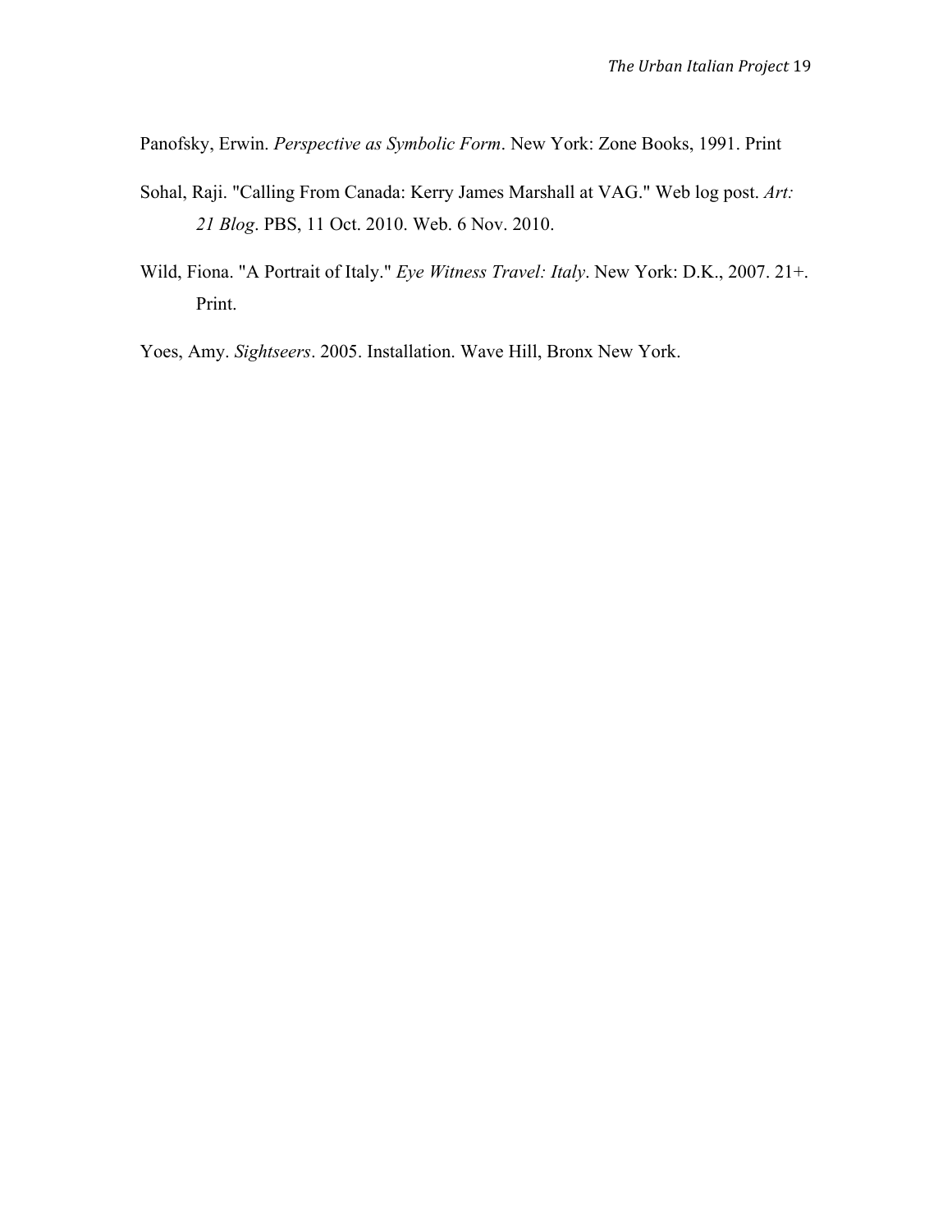Panofsky, Erwin. *Perspective as Symbolic Form*. New York: Zone Books, 1991. Print

Sohal, Raji. "Calling From Canada: Kerry James Marshall at VAG." Web log post. *Art: 21 Blog*. PBS, 11 Oct. 2010. Web. 6 Nov. 2010.

Wild, Fiona. "A Portrait of Italy." *Eye Witness Travel: Italy*. New York: D.K., 2007. 21+. Print.

Yoes, Amy. *Sightseers*. 2005. Installation. Wave Hill, Bronx New York.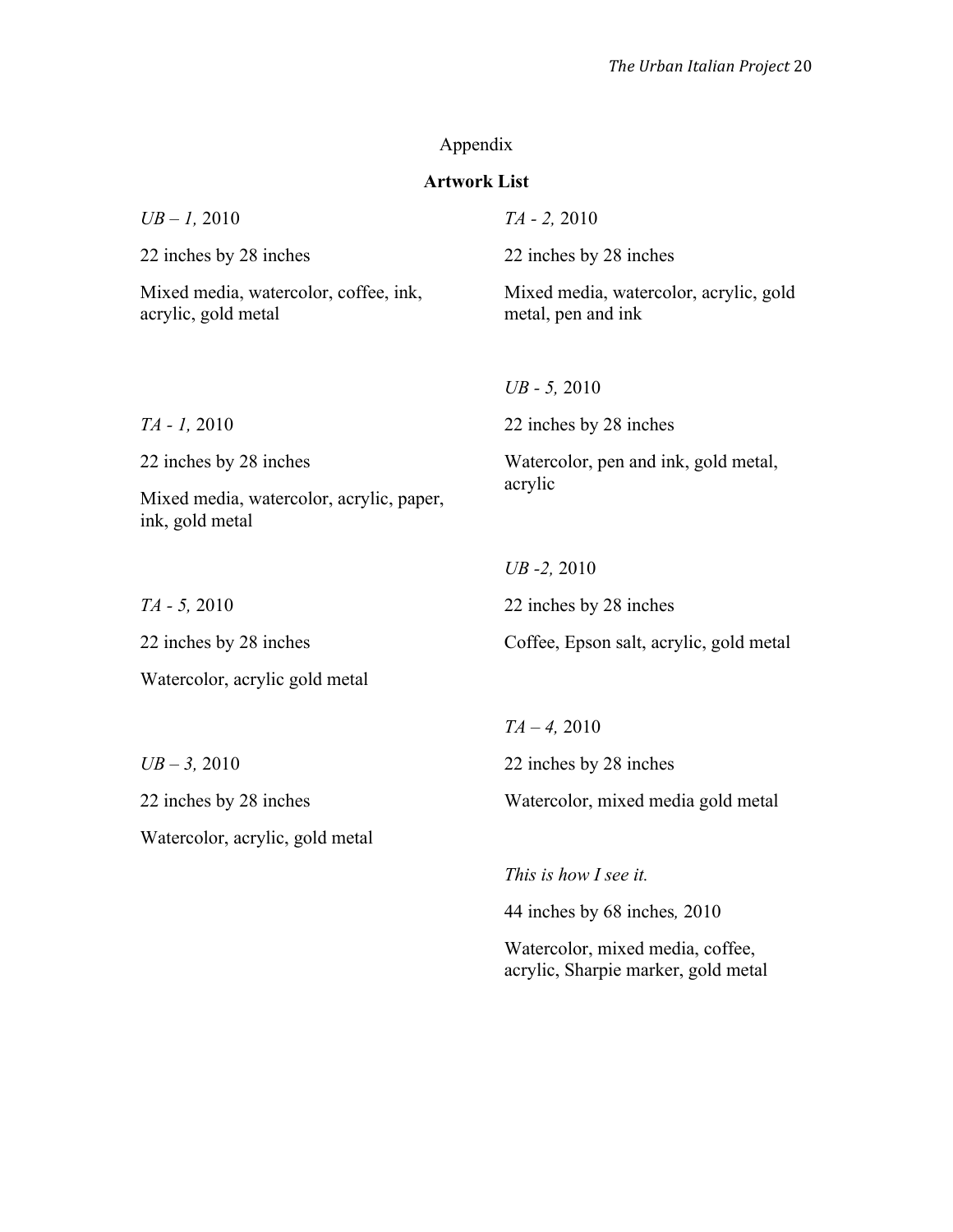Appendix

**Artwork List**

*UB – 1,* 2010

22 inches by 28 inches

Mixed media, watercolor, coffee, ink, acrylic, gold metal

*TA - 1,* 2010

22 inches by 28 inches

Mixed media, watercolor, acrylic, paper, ink, gold metal

*TA - 5,* 2010

22 inches by 28 inches

Watercolor, acrylic gold metal

*UB – 3,* 2010

22 inches by 28 inches

Watercolor, acrylic, gold metal

*TA - 2,* 2010

22 inches by 28 inches

Mixed media, watercolor, acrylic, gold metal, pen and ink

*UB - 5,* 2010

22 inches by 28 inches

Watercolor, pen and ink, gold metal, acrylic

*UB -2,* 2010

22 inches by 28 inches

Coffee, Epson salt, acrylic, gold metal

*TA – 4,* 2010

22 inches by 28 inches

Watercolor, mixed media gold metal

*This is how I see it.*

44 inches by 68 inches*,* 2010

Watercolor, mixed media, coffee, acrylic, Sharpie marker, gold metal